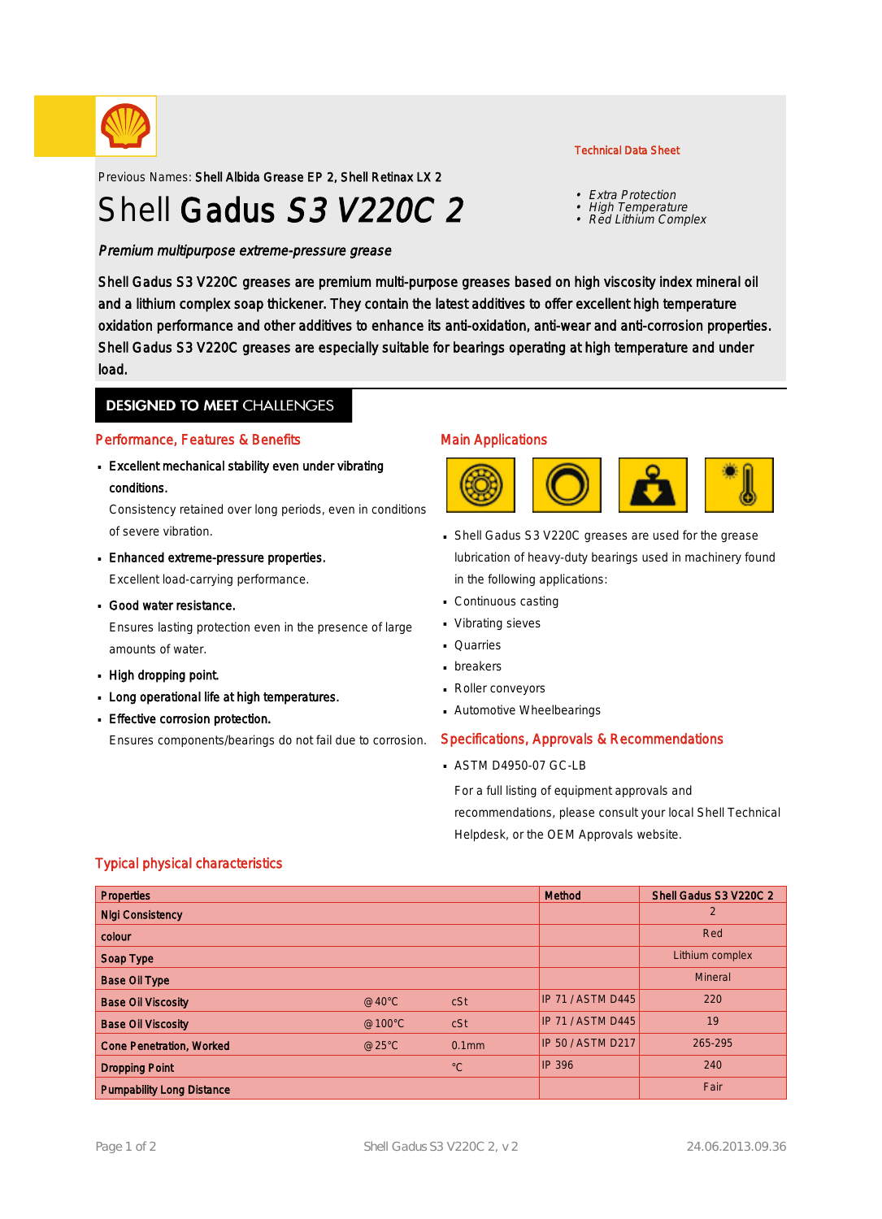Technical Data Sheet

Previous Names: **Shell Albida Grease EP 2, Shell Retinax LX 2**

# Shell **Gadus** ***S3 V220C 2***

- *Extra Protection*
- *High Temperature*
- *Red Lithium Complex*

***Premium multipurpose extreme-pressure grease***

Shell Gadus S3 V220C greases are premium multi-purpose greases based on high viscosity index mineral oil and a lithium complex soap thickener. They contain the latest additives to offer excellent high temperature oxidation performance and other additives to enhance its anti-oxidation, anti-wear and anti-corrosion properties. Shell Gadus S3 V220C greases are especially suitable for bearings operating at high temperature and under load.

## DESIGNED TO MEET CHALLENGES

### Performance, Features & Benefits

- **Excellent mechanical stability even under vibrating conditions.**
  Consistency retained over long periods, even in conditions of severe vibration.
- **Enhanced extreme-pressure properties.**
  Excellent load-carrying performance.
- **Good water resistance.**
  Ensures lasting protection even in the presence of large amounts of water.
- **High dropping point.**
- **Long operational life at high temperatures.**
- **Effective corrosion protection.**
  Ensures components/bearings do not fail due to corrosion.

### Main Applications

- Shell Gadus S3 V220C greases are used for the grease lubrication of heavy-duty bearings used in machinery found in the following applications:
- Continuous casting
- Vibrating sieves
- Quarries
- breakers
- Roller conveyors
- Automotive Wheelbearings

### Specifications, Approvals & Recommendations

- ASTM D4950-07 GC-LB

For a full listing of equipment approvals and recommendations, please consult your local Shell Technical Helpdesk, or the OEM Approvals website.

### Typical physical characteristics

| Properties | | | Method | Shell Gadus S3 V220C 2 |
|---|---|---|---|---|
| Nlgi Consistency | | | | 2 |
| colour | | | | Red |
| Soap Type | | | | Lithium complex |
| Base Oil Type | | | | Mineral |
| Base Oil Viscosity | @40°C | cSt | IP 71 / ASTM D445 | 220 |
| Base Oil Viscosity | @100°C | cSt | IP 71 / ASTM D445 | 19 |
| Cone Penetration, Worked | @25°C | 0.1mm | IP 50 / ASTM D217 | 265-295 |
| Dropping Point | | °C | IP 396 | 240 |
| Pumpability Long Distance | | | | Fair |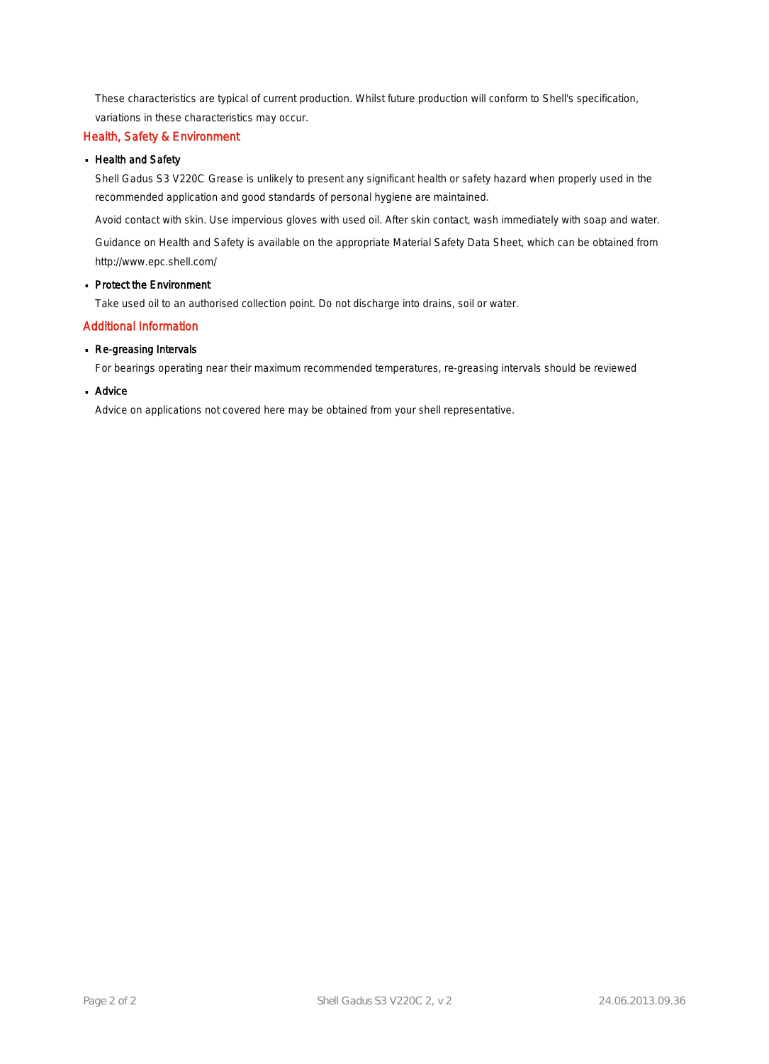These characteristics are typical of current production. Whilst future production will conform to Shell's specification, variations in these characteristics may occur.

## Health, Safety & Environment

- **Health and Safety**

  Shell Gadus S3 V220C Grease is unlikely to present any significant health or safety hazard when properly used in the recommended application and good standards of personal hygiene are maintained.

  Avoid contact with skin. Use impervious gloves with used oil. After skin contact, wash immediately with soap and water.

  Guidance on Health and Safety is available on the appropriate Material Safety Data Sheet, which can be obtained from http://www.epc.shell.com/

- **Protect the Environment**

  Take used oil to an authorised collection point. Do not discharge into drains, soil or water.

## Additional Information

- **Re-greasing Intervals**

  For bearings operating near their maximum recommended temperatures, re-greasing intervals should be reviewed

- **Advice**

  Advice on applications not covered here may be obtained from your shell representative.